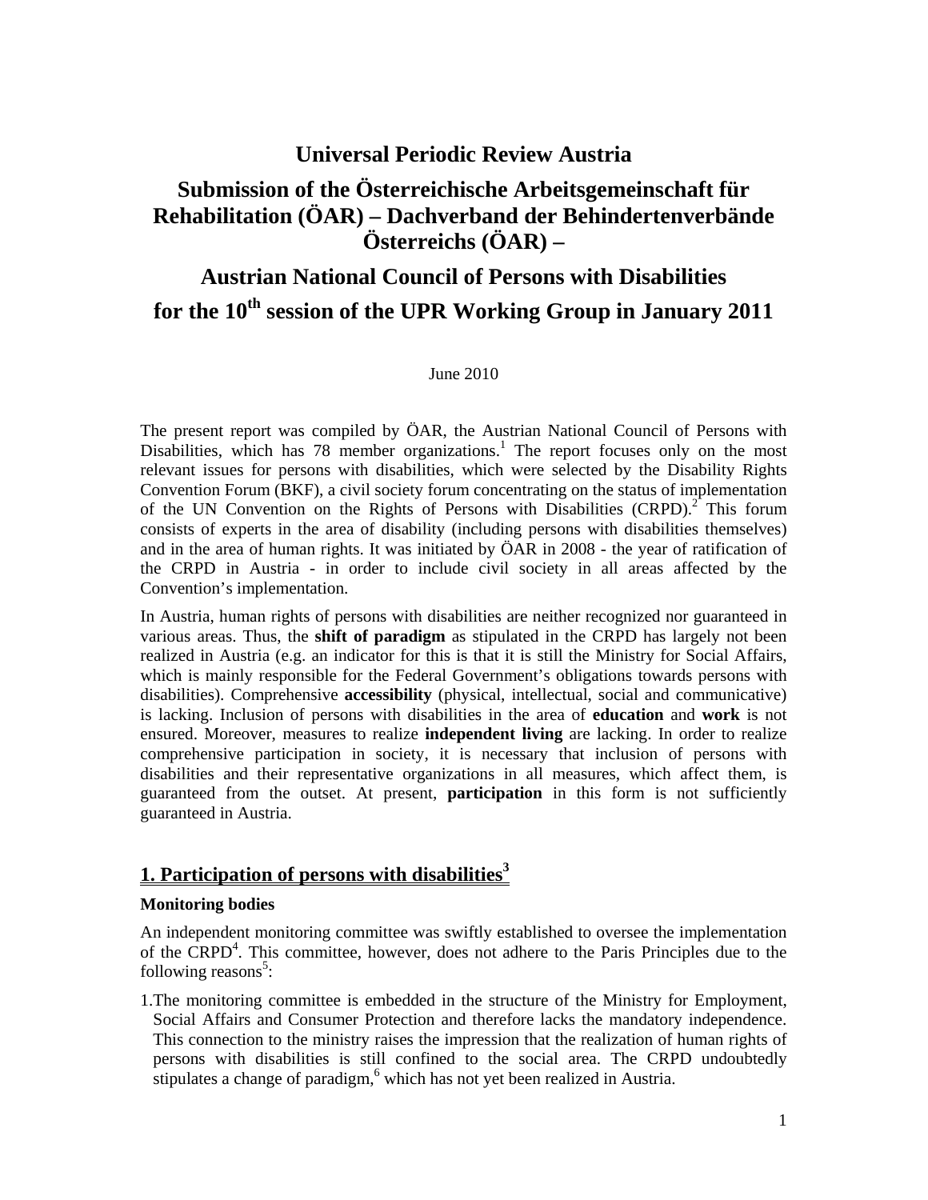# Universal Periodic Review Austria

## Submission of the Österreichische Arbeitsgemeinschaft für Rehabilitation (ÖAR) – Dachverband der Behindertenverbände Österreichs (ÖAR) –

## Austrian National Council of Persons with Disabilities for the 10th session of the UPR Working Group in January 2011

June 2010

The present report was compiled by ÖAR, the Austrian National Council of Persons with Disabilities, which has 78 member organizations.[1] The report focuses only on the most relevant issues for persons with disabilities, which were selected by the Disability Rights Convention Forum (BKF), a civil society forum concentrating on the status of implementation of the UN Convention on the Rights of Persons with Disabilities (CRPD).[2] This forum consists of experts in the area of disability (including persons with disabilities themselves) and in the area of human rights. It was initiated by ÖAR in 2008 - the year of ratification of the CRPD in Austria - in order to include civil society in all areas affected by the Convention's implementation.

In Austria, human rights of persons with disabilities are neither recognized nor guaranteed in various areas. Thus, the **shift of paradigm** as stipulated in the CRPD has largely not been realized in Austria (e.g. an indicator for this is that it is still the Ministry for Social Affairs, which is mainly responsible for the Federal Government's obligations towards persons with disabilities). Comprehensive **accessibility** (physical, intellectual, social and communicative) is lacking. Inclusion of persons with disabilities in the area of **education** and **work** is not ensured. Moreover, measures to realize **independent living** are lacking. In order to realize comprehensive participation in society, it is necessary that inclusion of persons with disabilities and their representative organizations in all measures, which affect them, is guaranteed from the outset. At present, **participation** in this form is not sufficiently guaranteed in Austria.

## 1. Participation of persons with disabilities[3]

**Monitoring bodies**

An independent monitoring committee was swiftly established to oversee the implementation of the CRPD[4]. This committee, however, does not adhere to the Paris Principles due to the following reasons[5]:

1. The monitoring committee is embedded in the structure of the Ministry for Employment, Social Affairs and Consumer Protection and therefore lacks the mandatory independence. This connection to the ministry raises the impression that the realization of human rights of persons with disabilities is still confined to the social area. The CRPD undoubtedly stipulates a change of paradigm,[6] which has not yet been realized in Austria.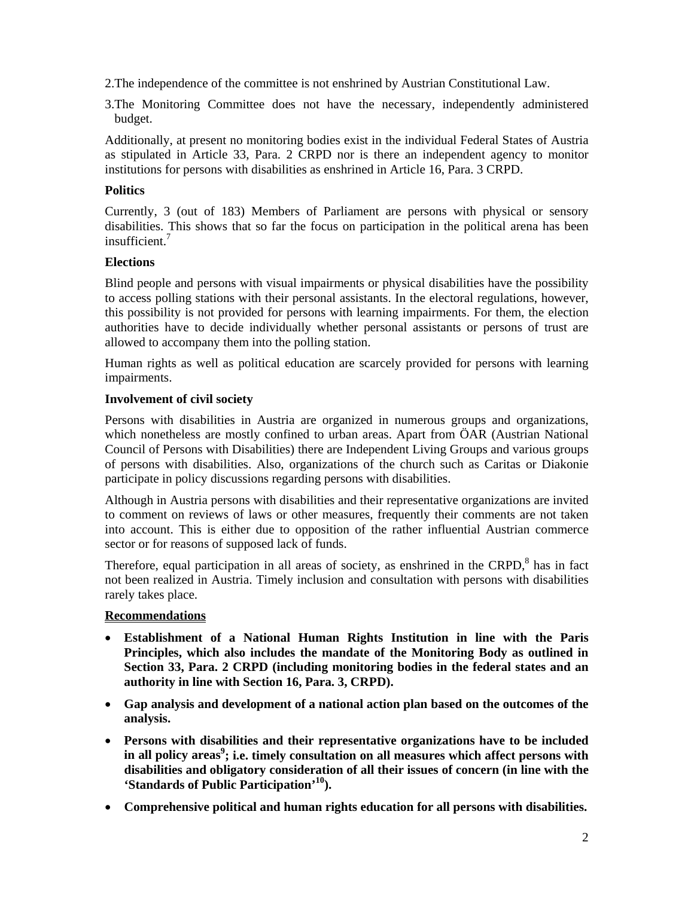2.The independence of the committee is not enshrined by Austrian Constitutional Law.

3.The Monitoring Committee does not have the necessary, independently administered budget.

Additionally, at present no monitoring bodies exist in the individual Federal States of Austria as stipulated in Article 33, Para. 2 CRPD nor is there an independent agency to monitor institutions for persons with disabilities as enshrined in Article 16, Para. 3 CRPD.

**Politics**

Currently, 3 (out of 183) Members of Parliament are persons with physical or sensory disabilities. This shows that so far the focus on participation in the political arena has been insufficient.[7]

**Elections**

Blind people and persons with visual impairments or physical disabilities have the possibility to access polling stations with their personal assistants. In the electoral regulations, however, this possibility is not provided for persons with learning impairments. For them, the election authorities have to decide individually whether personal assistants or persons of trust are allowed to accompany them into the polling station.

Human rights as well as political education are scarcely provided for persons with learning impairments.

**Involvement of civil society**

Persons with disabilities in Austria are organized in numerous groups and organizations, which nonetheless are mostly confined to urban areas. Apart from ÖAR (Austrian National Council of Persons with Disabilities) there are Independent Living Groups and various groups of persons with disabilities. Also, organizations of the church such as Caritas or Diakonie participate in policy discussions regarding persons with disabilities.

Although in Austria persons with disabilities and their representative organizations are invited to comment on reviews of laws or other measures, frequently their comments are not taken into account. This is either due to opposition of the rather influential Austrian commerce sector or for reasons of supposed lack of funds.

Therefore, equal participation in all areas of society, as enshrined in the CRPD,[8] has in fact not been realized in Austria. Timely inclusion and consultation with persons with disabilities rarely takes place.

**Recommendations**

- **Establishment of a National Human Rights Institution in line with the Paris Principles, which also includes the mandate of the Monitoring Body as outlined in Section 33, Para. 2 CRPD (including monitoring bodies in the federal states and an authority in line with Section 16, Para. 3, CRPD).**
- **Gap analysis and development of a national action plan based on the outcomes of the analysis.**
- **Persons with disabilities and their representative organizations have to be included in all policy areas[9]; i.e. timely consultation on all measures which affect persons with disabilities and obligatory consideration of all their issues of concern (in line with the 'Standards of Public Participation'[10]).**
- **Comprehensive political and human rights education for all persons with disabilities.**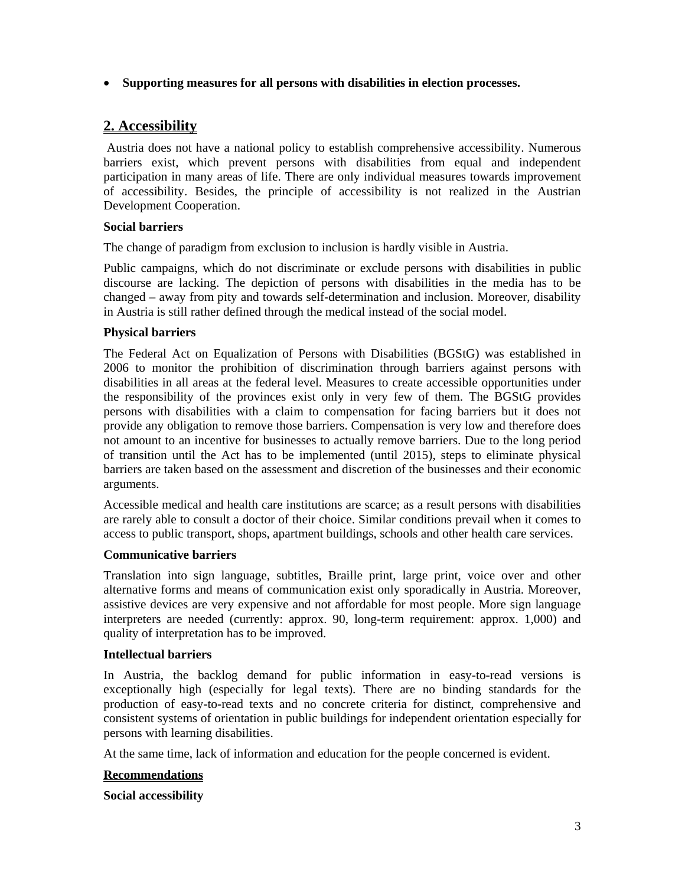- **Supporting measures for all persons with disabilities in election processes.**

## 2. Accessibility

Austria does not have a national policy to establish comprehensive accessibility. Numerous barriers exist, which prevent persons with disabilities from equal and independent participation in many areas of life. There are only individual measures towards improvement of accessibility. Besides, the principle of accessibility is not realized in the Austrian Development Cooperation.

**Social barriers**

The change of paradigm from exclusion to inclusion is hardly visible in Austria.

Public campaigns, which do not discriminate or exclude persons with disabilities in public discourse are lacking. The depiction of persons with disabilities in the media has to be changed – away from pity and towards self-determination and inclusion. Moreover, disability in Austria is still rather defined through the medical instead of the social model.

**Physical barriers**

The Federal Act on Equalization of Persons with Disabilities (BGStG) was established in 2006 to monitor the prohibition of discrimination through barriers against persons with disabilities in all areas at the federal level. Measures to create accessible opportunities under the responsibility of the provinces exist only in very few of them. The BGStG provides persons with disabilities with a claim to compensation for facing barriers but it does not provide any obligation to remove those barriers. Compensation is very low and therefore does not amount to an incentive for businesses to actually remove barriers. Due to the long period of transition until the Act has to be implemented (until 2015), steps to eliminate physical barriers are taken based on the assessment and discretion of the businesses and their economic arguments.

Accessible medical and health care institutions are scarce; as a result persons with disabilities are rarely able to consult a doctor of their choice. Similar conditions prevail when it comes to access to public transport, shops, apartment buildings, schools and other health care services.

**Communicative barriers**

Translation into sign language, subtitles, Braille print, large print, voice over and other alternative forms and means of communication exist only sporadically in Austria. Moreover, assistive devices are very expensive and not affordable for most people. More sign language interpreters are needed (currently: approx. 90, long-term requirement: approx. 1,000) and quality of interpretation has to be improved.

**Intellectual barriers**

In Austria, the backlog demand for public information in easy-to-read versions is exceptionally high (especially for legal texts). There are no binding standards for the production of easy-to-read texts and no concrete criteria for distinct, comprehensive and consistent systems of orientation in public buildings for independent orientation especially for persons with learning disabilities.

At the same time, lack of information and education for the people concerned is evident.

**Recommendations**

**Social accessibility**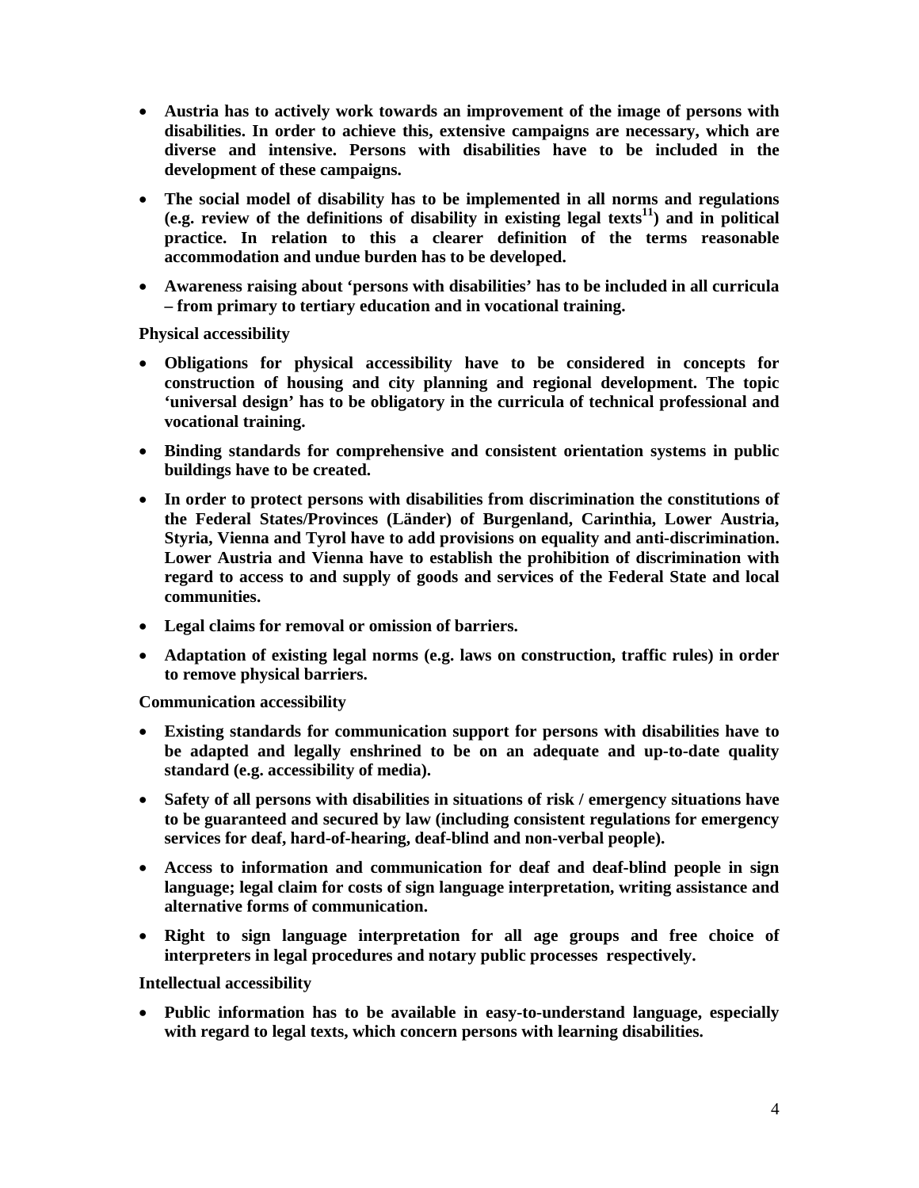- **Austria has to actively work towards an improvement of the image of persons with disabilities. In order to achieve this, extensive campaigns are necessary, which are diverse and intensive. Persons with disabilities have to be included in the development of these campaigns.**

- **The social model of disability has to be implemented in all norms and regulations (e.g. review of the definitions of disability in existing legal texts[11]) and in political practice. In relation to this a clearer definition of the terms reasonable accommodation and undue burden has to be developed.**

- **Awareness raising about 'persons with disabilities' has to be included in all curricula – from primary to tertiary education and in vocational training.**

**Physical accessibility**

- **Obligations for physical accessibility have to be considered in concepts for construction of housing and city planning and regional development. The topic 'universal design' has to be obligatory in the curricula of technical professional and vocational training.**

- **Binding standards for comprehensive and consistent orientation systems in public buildings have to be created.**

- **In order to protect persons with disabilities from discrimination the constitutions of the Federal States/Provinces (Länder) of Burgenland, Carinthia, Lower Austria, Styria, Vienna and Tyrol have to add provisions on equality and anti-discrimination. Lower Austria and Vienna have to establish the prohibition of discrimination with regard to access to and supply of goods and services of the Federal State and local communities.**

- **Legal claims for removal or omission of barriers.**

- **Adaptation of existing legal norms (e.g. laws on construction, traffic rules) in order to remove physical barriers.**

**Communication accessibility**

- **Existing standards for communication support for persons with disabilities have to be adapted and legally enshrined to be on an adequate and up-to-date quality standard (e.g. accessibility of media).**

- **Safety of all persons with disabilities in situations of risk / emergency situations have to be guaranteed and secured by law (including consistent regulations for emergency services for deaf, hard-of-hearing, deaf-blind and non-verbal people).**

- **Access to information and communication for deaf and deaf-blind people in sign language; legal claim for costs of sign language interpretation, writing assistance and alternative forms of communication.**

- **Right to sign language interpretation for all age groups and free choice of interpreters in legal procedures and notary public processes respectively.**

**Intellectual accessibility**

- **Public information has to be available in easy-to-understand language, especially with regard to legal texts, which concern persons with learning disabilities.**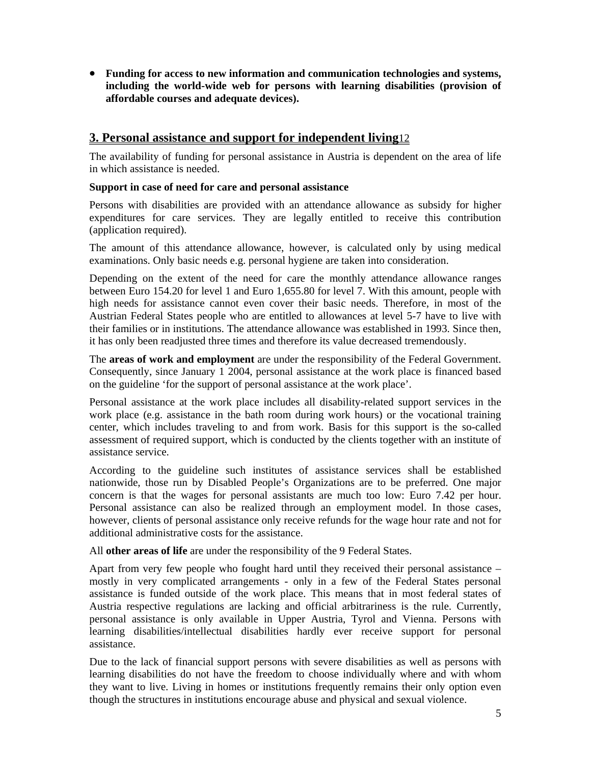- **Funding for access to new information and communication technologies and systems, including the world-wide web for persons with learning disabilities (provision of affordable courses and adequate devices).**

## 3. Personal assistance and support for independent living[12]

The availability of funding for personal assistance in Austria is dependent on the area of life in which assistance is needed.

**Support in case of need for care and personal assistance**

Persons with disabilities are provided with an attendance allowance as subsidy for higher expenditures for care services. They are legally entitled to receive this contribution (application required).

The amount of this attendance allowance, however, is calculated only by using medical examinations. Only basic needs e.g. personal hygiene are taken into consideration.

Depending on the extent of the need for care the monthly attendance allowance ranges between Euro 154.20 for level 1 and Euro 1,655.80 for level 7. With this amount, people with high needs for assistance cannot even cover their basic needs. Therefore, in most of the Austrian Federal States people who are entitled to allowances at level 5-7 have to live with their families or in institutions. The attendance allowance was established in 1993. Since then, it has only been readjusted three times and therefore its value decreased tremendously.

The **areas of work and employment** are under the responsibility of the Federal Government. Consequently, since January 1 2004, personal assistance at the work place is financed based on the guideline 'for the support of personal assistance at the work place'.

Personal assistance at the work place includes all disability-related support services in the work place (e.g. assistance in the bath room during work hours) or the vocational training center, which includes traveling to and from work. Basis for this support is the so-called assessment of required support, which is conducted by the clients together with an institute of assistance service.

According to the guideline such institutes of assistance services shall be established nationwide, those run by Disabled People's Organizations are to be preferred. One major concern is that the wages for personal assistants are much too low: Euro 7.42 per hour. Personal assistance can also be realized through an employment model. In those cases, however, clients of personal assistance only receive refunds for the wage hour rate and not for additional administrative costs for the assistance.

All **other areas of life** are under the responsibility of the 9 Federal States.

Apart from very few people who fought hard until they received their personal assistance – mostly in very complicated arrangements - only in a few of the Federal States personal assistance is funded outside of the work place. This means that in most federal states of Austria respective regulations are lacking and official arbitrariness is the rule. Currently, personal assistance is only available in Upper Austria, Tyrol and Vienna. Persons with learning disabilities/intellectual disabilities hardly ever receive support for personal assistance.

Due to the lack of financial support persons with severe disabilities as well as persons with learning disabilities do not have the freedom to choose individually where and with whom they want to live. Living in homes or institutions frequently remains their only option even though the structures in institutions encourage abuse and physical and sexual violence.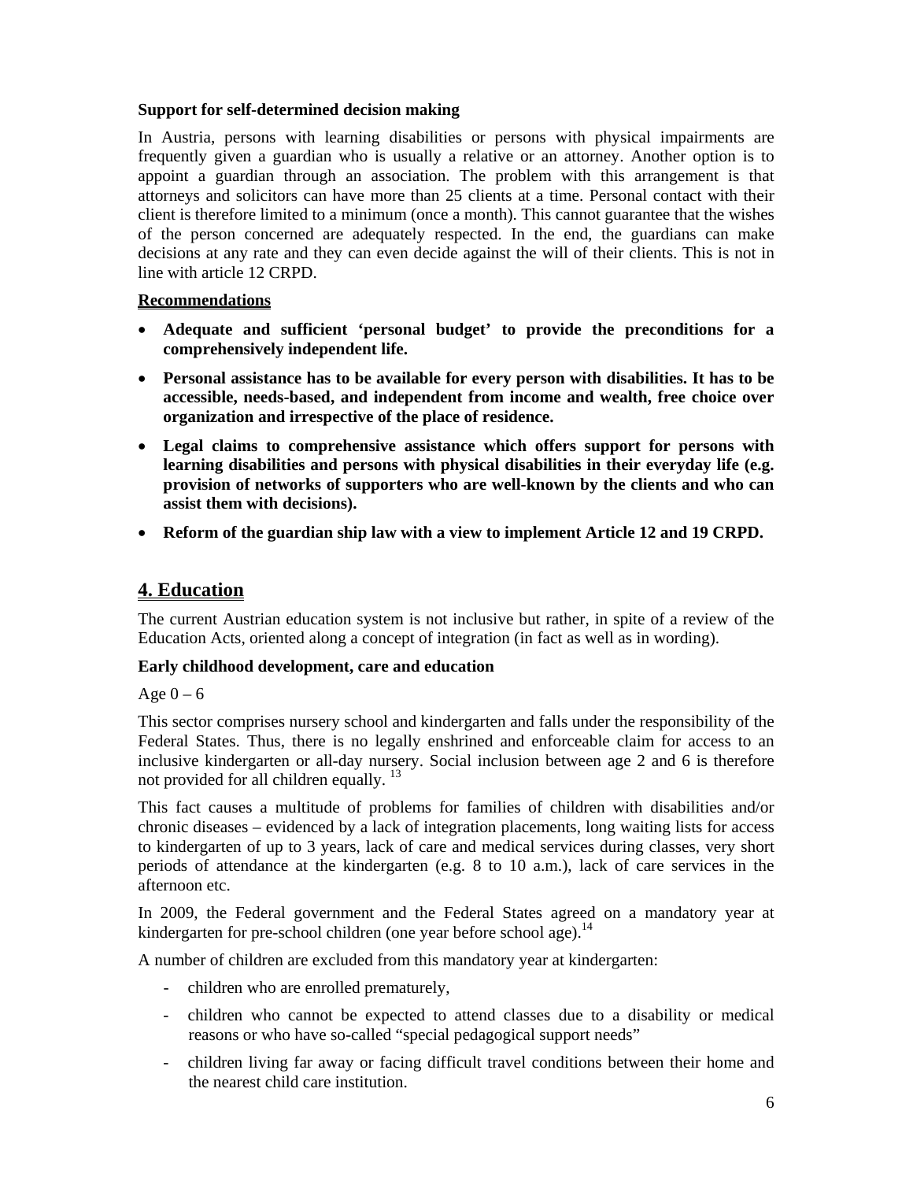**Support for self-determined decision making**

In Austria, persons with learning disabilities or persons with physical impairments are frequently given a guardian who is usually a relative or an attorney. Another option is to appoint a guardian through an association. The problem with this arrangement is that attorneys and solicitors can have more than 25 clients at a time. Personal contact with their client is therefore limited to a minimum (once a month). This cannot guarantee that the wishes of the person concerned are adequately respected. In the end, the guardians can make decisions at any rate and they can even decide against the will of their clients. This is not in line with article 12 CRPD.

**Recommendations**

- **Adequate and sufficient 'personal budget' to provide the preconditions for a comprehensively independent life.**
- **Personal assistance has to be available for every person with disabilities. It has to be accessible, needs-based, and independent from income and wealth, free choice over organization and irrespective of the place of residence.**
- **Legal claims to comprehensive assistance which offers support for persons with learning disabilities and persons with physical disabilities in their everyday life (e.g. provision of networks of supporters who are well-known by the clients and who can assist them with decisions).**
- **Reform of the guardian ship law with a view to implement Article 12 and 19 CRPD.**

## 4. Education

The current Austrian education system is not inclusive but rather, in spite of a review of the Education Acts, oriented along a concept of integration (in fact as well as in wording).

**Early childhood development, care and education**

Age 0 – 6

This sector comprises nursery school and kindergarten and falls under the responsibility of the Federal States. Thus, there is no legally enshrined and enforceable claim for access to an inclusive kindergarten or all-day nursery. Social inclusion between age 2 and 6 is therefore not provided for all children equally. [13]

This fact causes a multitude of problems for families of children with disabilities and/or chronic diseases – evidenced by a lack of integration placements, long waiting lists for access to kindergarten of up to 3 years, lack of care and medical services during classes, very short periods of attendance at the kindergarten (e.g. 8 to 10 a.m.), lack of care services in the afternoon etc.

In 2009, the Federal government and the Federal States agreed on a mandatory year at kindergarten for pre-school children (one year before school age).[14]

A number of children are excluded from this mandatory year at kindergarten:

- children who are enrolled prematurely,
- children who cannot be expected to attend classes due to a disability or medical reasons or who have so-called "special pedagogical support needs"
- children living far away or facing difficult travel conditions between their home and the nearest child care institution.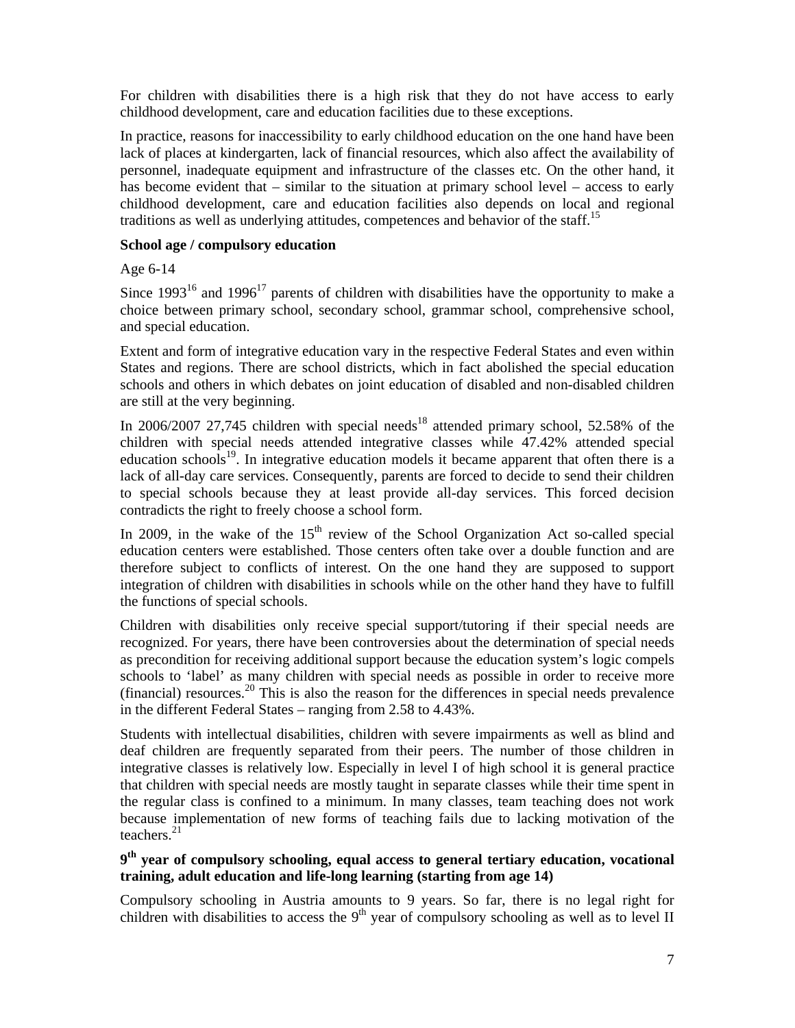For children with disabilities there is a high risk that they do not have access to early childhood development, care and education facilities due to these exceptions.

In practice, reasons for inaccessibility to early childhood education on the one hand have been lack of places at kindergarten, lack of financial resources, which also affect the availability of personnel, inadequate equipment and infrastructure of the classes etc. On the other hand, it has become evident that – similar to the situation at primary school level – access to early childhood development, care and education facilities also depends on local and regional traditions as well as underlying attitudes, competences and behavior of the staff.[15]

**School age / compulsory education**

Age 6-14

Since 1993[16] and 1996[17] parents of children with disabilities have the opportunity to make a choice between primary school, secondary school, grammar school, comprehensive school, and special education.

Extent and form of integrative education vary in the respective Federal States and even within States and regions. There are school districts, which in fact abolished the special education schools and others in which debates on joint education of disabled and non-disabled children are still at the very beginning.

In 2006/2007 27,745 children with special needs[18] attended primary school, 52.58% of the children with special needs attended integrative classes while 47.42% attended special education schools[19]. In integrative education models it became apparent that often there is a lack of all-day care services. Consequently, parents are forced to decide to send their children to special schools because they at least provide all-day services. This forced decision contradicts the right to freely choose a school form.

In 2009, in the wake of the 15th review of the School Organization Act so-called special education centers were established. Those centers often take over a double function and are therefore subject to conflicts of interest. On the one hand they are supposed to support integration of children with disabilities in schools while on the other hand they have to fulfill the functions of special schools.

Children with disabilities only receive special support/tutoring if their special needs are recognized. For years, there have been controversies about the determination of special needs as precondition for receiving additional support because the education system's logic compels schools to 'label' as many children with special needs as possible in order to receive more (financial) resources.[20] This is also the reason for the differences in special needs prevalence in the different Federal States – ranging from 2.58 to 4.43%.

Students with intellectual disabilities, children with severe impairments as well as blind and deaf children are frequently separated from their peers. The number of those children in integrative classes is relatively low. Especially in level I of high school it is general practice that children with special needs are mostly taught in separate classes while their time spent in the regular class is confined to a minimum. In many classes, team teaching does not work because implementation of new forms of teaching fails due to lacking motivation of the teachers.[21]

**9th year of compulsory schooling, equal access to general tertiary education, vocational training, adult education and life-long learning (starting from age 14)**

Compulsory schooling in Austria amounts to 9 years. So far, there is no legal right for children with disabilities to access the 9th year of compulsory schooling as well as to level II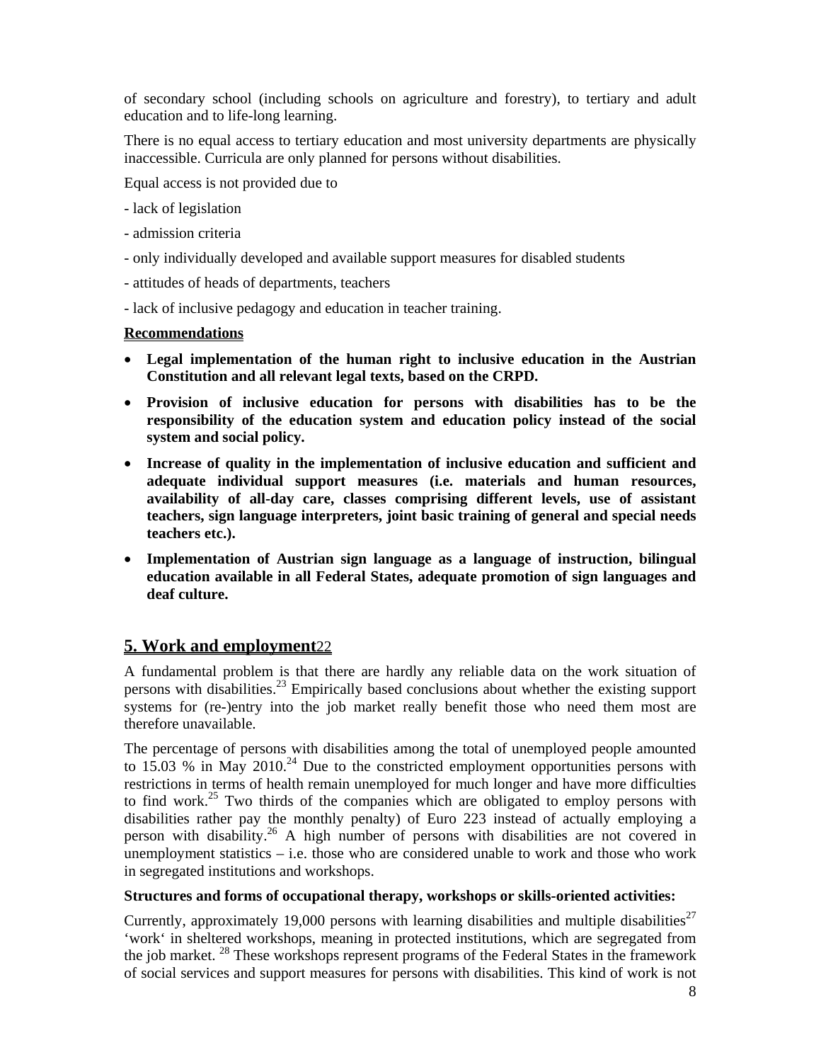of secondary school (including schools on agriculture and forestry), to tertiary and adult education and to life-long learning.

There is no equal access to tertiary education and most university departments are physically inaccessible. Curricula are only planned for persons without disabilities.

Equal access is not provided due to

- lack of legislation
- admission criteria
- only individually developed and available support measures for disabled students
- attitudes of heads of departments, teachers
- lack of inclusive pedagogy and education in teacher training.

**Recommendations**

- **Legal implementation of the human right to inclusive education in the Austrian Constitution and all relevant legal texts, based on the CRPD.**
- **Provision of inclusive education for persons with disabilities has to be the responsibility of the education system and education policy instead of the social system and social policy.**
- **Increase of quality in the implementation of inclusive education and sufficient and adequate individual support measures (i.e. materials and human resources, availability of all-day care, classes comprising different levels, use of assistant teachers, sign language interpreters, joint basic training of general and special needs teachers etc.).**
- **Implementation of Austrian sign language as a language of instruction, bilingual education available in all Federal States, adequate promotion of sign languages and deaf culture.**

## 5. Work and employment[22]

A fundamental problem is that there are hardly any reliable data on the work situation of persons with disabilities.[23] Empirically based conclusions about whether the existing support systems for (re-)entry into the job market really benefit those who need them most are therefore unavailable.

The percentage of persons with disabilities among the total of unemployed people amounted to 15.03 % in May 2010.[24] Due to the constricted employment opportunities persons with restrictions in terms of health remain unemployed for much longer and have more difficulties to find work.[25] Two thirds of the companies which are obligated to employ persons with disabilities rather pay the monthly penalty) of Euro 223 instead of actually employing a person with disability.[26] A high number of persons with disabilities are not covered in unemployment statistics – i.e. those who are considered unable to work and those who work in segregated institutions and workshops.

**Structures and forms of occupational therapy, workshops or skills-oriented activities:**

Currently, approximately 19,000 persons with learning disabilities and multiple disabilities[27] 'work' in sheltered workshops, meaning in protected institutions, which are segregated from the job market. [28] These workshops represent programs of the Federal States in the framework of social services and support measures for persons with disabilities. This kind of work is not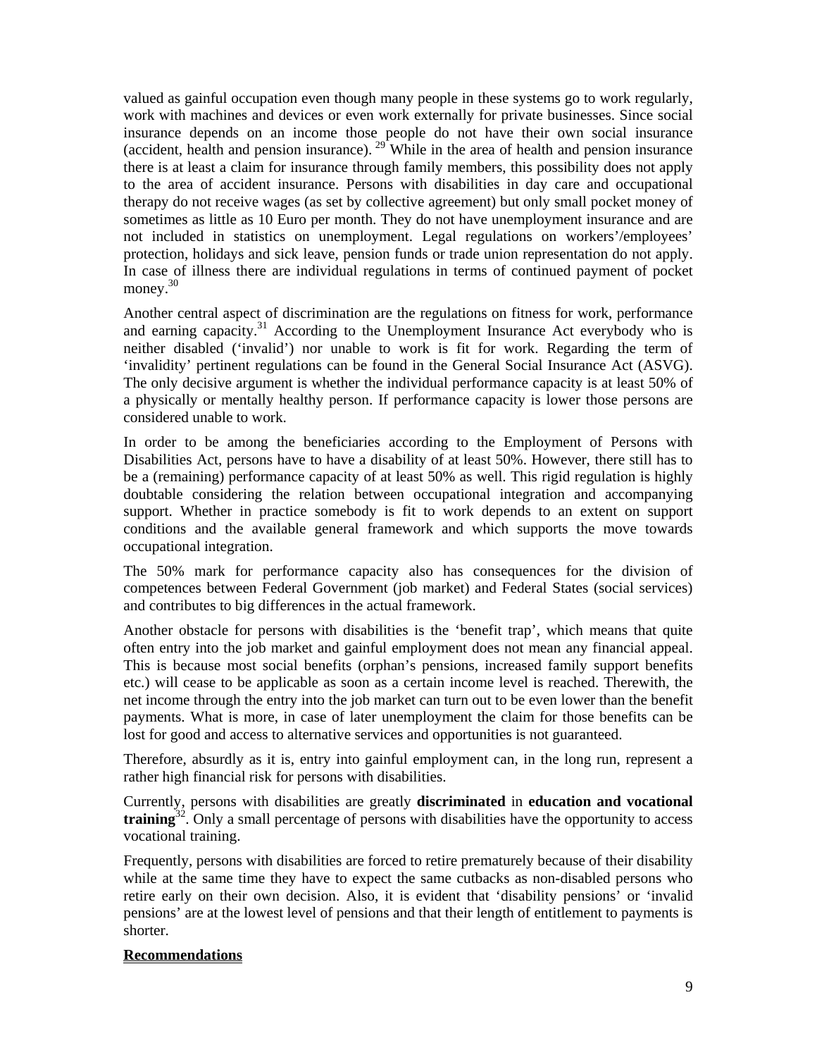valued as gainful occupation even though many people in these systems go to work regularly, work with machines and devices or even work externally for private businesses. Since social insurance depends on an income those people do not have their own social insurance (accident, health and pension insurance). [29] While in the area of health and pension insurance there is at least a claim for insurance through family members, this possibility does not apply to the area of accident insurance. Persons with disabilities in day care and occupational therapy do not receive wages (as set by collective agreement) but only small pocket money of sometimes as little as 10 Euro per month. They do not have unemployment insurance and are not included in statistics on unemployment. Legal regulations on workers'/employees' protection, holidays and sick leave, pension funds or trade union representation do not apply. In case of illness there are individual regulations in terms of continued payment of pocket money.[30]

Another central aspect of discrimination are the regulations on fitness for work, performance and earning capacity.[31] According to the Unemployment Insurance Act everybody who is neither disabled ('invalid') nor unable to work is fit for work. Regarding the term of 'invalidity' pertinent regulations can be found in the General Social Insurance Act (ASVG). The only decisive argument is whether the individual performance capacity is at least 50% of a physically or mentally healthy person. If performance capacity is lower those persons are considered unable to work.

In order to be among the beneficiaries according to the Employment of Persons with Disabilities Act, persons have to have a disability of at least 50%. However, there still has to be a (remaining) performance capacity of at least 50% as well. This rigid regulation is highly doubtable considering the relation between occupational integration and accompanying support. Whether in practice somebody is fit to work depends to an extent on support conditions and the available general framework and which supports the move towards occupational integration.

The 50% mark for performance capacity also has consequences for the division of competences between Federal Government (job market) and Federal States (social services) and contributes to big differences in the actual framework.

Another obstacle for persons with disabilities is the 'benefit trap', which means that quite often entry into the job market and gainful employment does not mean any financial appeal. This is because most social benefits (orphan's pensions, increased family support benefits etc.) will cease to be applicable as soon as a certain income level is reached. Therewith, the net income through the entry into the job market can turn out to be even lower than the benefit payments. What is more, in case of later unemployment the claim for those benefits can be lost for good and access to alternative services and opportunities is not guaranteed.

Therefore, absurdly as it is, entry into gainful employment can, in the long run, represent a rather high financial risk for persons with disabilities.

Currently, persons with disabilities are greatly **discriminated** in **education and vocational training**[32]. Only a small percentage of persons with disabilities have the opportunity to access vocational training.

Frequently, persons with disabilities are forced to retire prematurely because of their disability while at the same time they have to expect the same cutbacks as non-disabled persons who retire early on their own decision. Also, it is evident that 'disability pensions' or 'invalid pensions' are at the lowest level of pensions and that their length of entitlement to payments is shorter.

**Recommendations**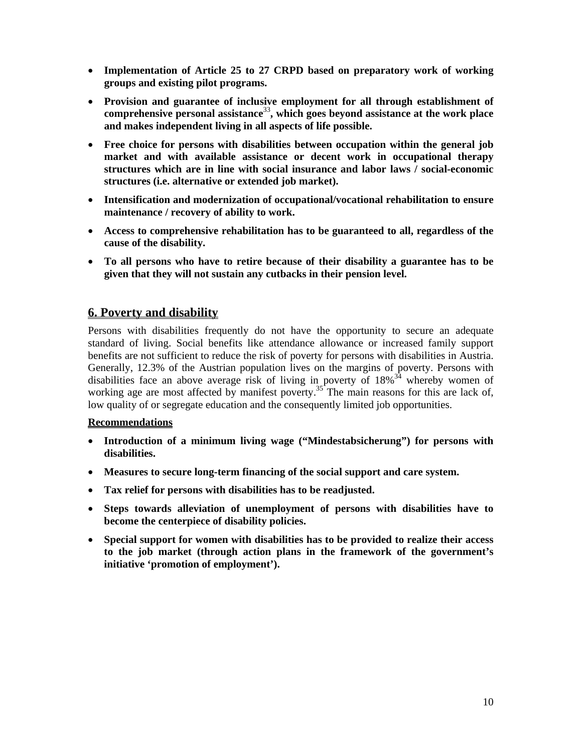- **Implementation of Article 25 to 27 CRPD based on preparatory work of working groups and existing pilot programs.**
- **Provision and guarantee of inclusive employment for all through establishment of comprehensive personal assistance[33], which goes beyond assistance at the work place and makes independent living in all aspects of life possible.**
- **Free choice for persons with disabilities between occupation within the general job market and with available assistance or decent work in occupational therapy structures which are in line with social insurance and labor laws / social-economic structures (i.e. alternative or extended job market).**
- **Intensification and modernization of occupational/vocational rehabilitation to ensure maintenance / recovery of ability to work.**
- **Access to comprehensive rehabilitation has to be guaranteed to all, regardless of the cause of the disability.**
- **To all persons who have to retire because of their disability a guarantee has to be given that they will not sustain any cutbacks in their pension level.**

## 6. Poverty and disability

Persons with disabilities frequently do not have the opportunity to secure an adequate standard of living. Social benefits like attendance allowance or increased family support benefits are not sufficient to reduce the risk of poverty for persons with disabilities in Austria. Generally, 12.3% of the Austrian population lives on the margins of poverty. Persons with disabilities face an above average risk of living in poverty of 18%[34] whereby women of working age are most affected by manifest poverty.[35] The main reasons for this are lack of, low quality of or segregate education and the consequently limited job opportunities.

**Recommendations**

- **Introduction of a minimum living wage ("Mindestabsicherung") for persons with disabilities.**
- **Measures to secure long-term financing of the social support and care system.**
- **Tax relief for persons with disabilities has to be readjusted.**
- **Steps towards alleviation of unemployment of persons with disabilities have to become the centerpiece of disability policies.**
- **Special support for women with disabilities has to be provided to realize their access to the job market (through action plans in the framework of the government's initiative 'promotion of employment').**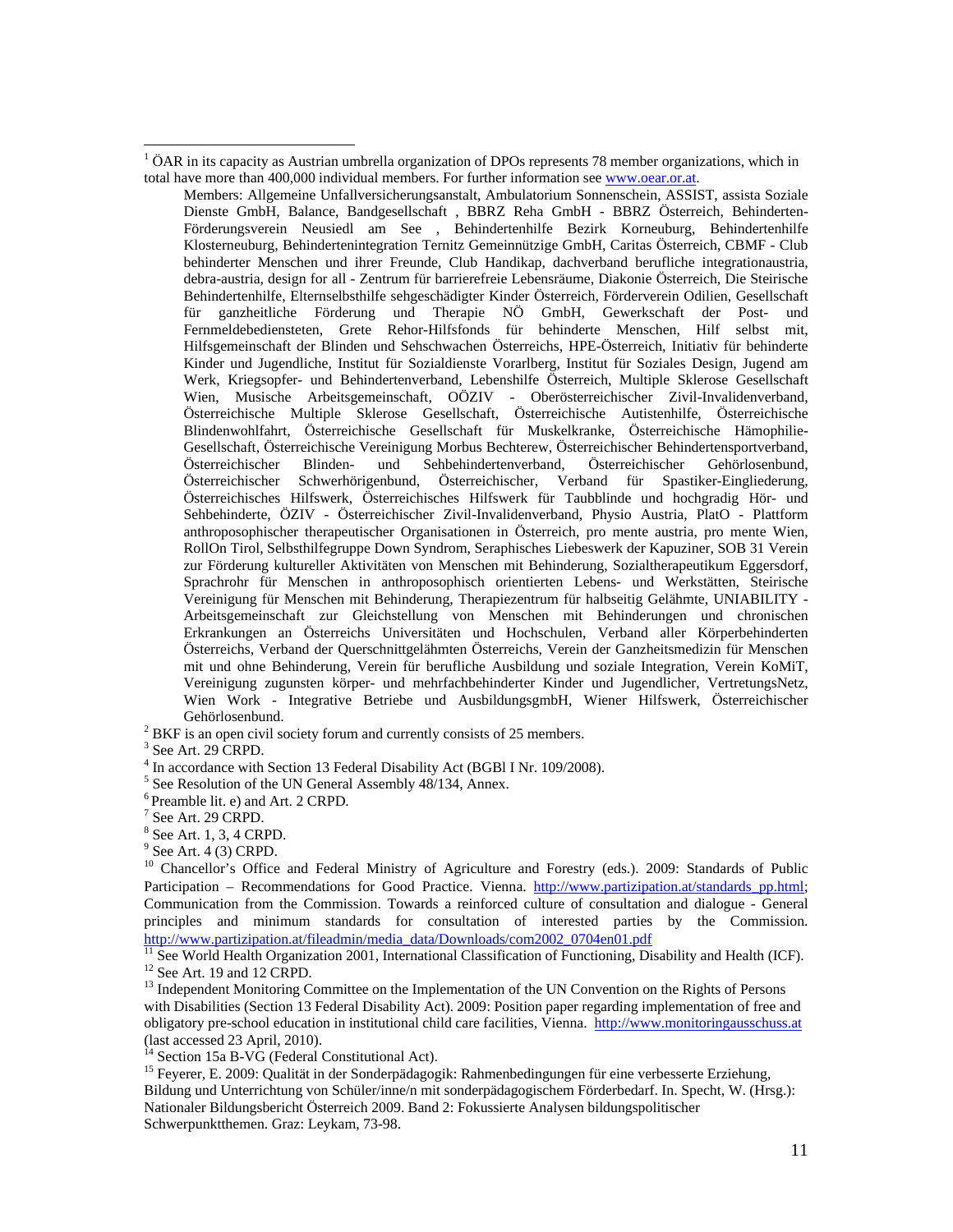[1] ÖAR in its capacity as Austrian umbrella organization of DPOs represents 78 member organizations, which in total have more than 400,000 individual members. For further information see www.oear.or.at.

Members: Allgemeine Unfallversicherungsanstalt, Ambulatorium Sonnenschein, ASSIST, assista Soziale Dienste GmbH, Balance, Bandgesellschaft , BBRZ Reha GmbH - BBRZ Österreich, Behinderten-Förderungsverein Neusiedl am See , Behindertenhilfe Bezirk Korneuburg, Behindertenhilfe Klosterneuburg, Behindertenintegration Ternitz Gemeinnützige GmbH, Caritas Österreich, CBMF - Club behinderter Menschen und ihrer Freunde, Club Handikap, dachverband berufliche integrationaustria, debra-austria, design for all - Zentrum für barrierefreie Lebensräume, Diakonie Österreich, Die Steirische Behindertenhilfe, Elternselbsthilfe sehgeschädigter Kinder Österreich, Förderverein Odilien, Gesellschaft für ganzheitliche Förderung und Therapie NÖ GmbH, Gewerkschaft der Post- und Fernmeldebediensteten, Grete Rehor-Hilfsfonds für behinderte Menschen, Hilf selbst mit, Hilfsgemeinschaft der Blinden und Sehschwachen Österreichs, HPE-Österreich, Initiativ für behinderte Kinder und Jugendliche, Institut für Sozialdienste Vorarlberg, Institut für Soziales Design, Jugend am Werk, Kriegsopfer- und Behindertenverband, Lebenshilfe Österreich, Multiple Sklerose Gesellschaft Wien, Musische Arbeitsgemeinschaft, OÖZIV - Oberösterreichischer Zivil-Invalidenverband, Österreichische Multiple Sklerose Gesellschaft, Österreichische Autistenhilfe, Österreichische Blindenwohlfahrt, Österreichische Gesellschaft für Muskelkranke, Österreichische Hämophilie-Gesellschaft, Österreichische Vereinigung Morbus Bechterew, Österreichischer Behindertensportverband, Österreichischer Blinden- und Sehbehindertenverband, Österreichischer Gehörlosenbund, Österreichischer Schwerhörigenbund, Österreichischer, Verband für Spastiker-Eingliederung, Österreichisches Hilfswerk, Österreichisches Hilfswerk für Taubblinde und hochgradig Hör- und Sehbehinderte, ÖZIV - Österreichischer Zivil-Invalidenverband, Physio Austria, PlatO - Plattform anthroposophischer therapeutischer Organisationen in Österreich, pro mente austria, pro mente Wien, RollOn Tirol, Selbsthilfegruppe Down Syndrom, Seraphisches Liebeswerk der Kapuziner, SOB 31 Verein zur Förderung kultureller Aktivitäten von Menschen mit Behinderung, Sozialtherapeutikum Eggersdorf, Sprachrohr für Menschen in anthroposophisch orientierten Lebens- und Werkstätten, Steirische Vereinigung für Menschen mit Behinderung, Therapiezentrum für halbseitig Gelähmte, UNIABILITY - Arbeitsgemeinschaft zur Gleichstellung von Menschen mit Behinderungen und chronischen Erkrankungen an Österreichs Universitäten und Hochschulen, Verband aller Körperbehinderten Österreichs, Verband der Querschnittgelähmten Österreichs, Verein der Ganzheitsmedizin für Menschen mit und ohne Behinderung, Verein für berufliche Ausbildung und soziale Integration, Verein KoMiT, Vereinigung zugunsten körper- und mehrfachbehinderter Kinder und Jugendlicher, VertretungsNetz, Wien Work - Integrative Betriebe und AusbildungsgmbH, Wiener Hilfswerk, Österreichischer Gehörlosenbund.

[2] BKF is an open civil society forum and currently consists of 25 members.

[3] See Art. 29 CRPD.

[4] In accordance with Section 13 Federal Disability Act (BGBl I Nr. 109/2008).

[5] See Resolution of the UN General Assembly 48/134, Annex.

[6] Preamble lit. e) and Art. 2 CRPD.

[7] See Art. 29 CRPD.

[8] See Art. 1, 3, 4 CRPD.

[9] See Art. 4 (3) CRPD.

[10] Chancellor's Office and Federal Ministry of Agriculture and Forestry (eds.). 2009: Standards of Public Participation – Recommendations for Good Practice. Vienna. http://www.partizipation.at/standards_pp.html; Communication from the Commission. Towards a reinforced culture of consultation and dialogue - General principles and minimum standards for consultation of interested parties by the Commission. http://www.partizipation.at/fileadmin/media_data/Downloads/com2002_0704en01.pdf

[11] See World Health Organization 2001, International Classification of Functioning, Disability and Health (ICF).

[12] See Art. 19 and 12 CRPD.

[13] Independent Monitoring Committee on the Implementation of the UN Convention on the Rights of Persons with Disabilities (Section 13 Federal Disability Act). 2009: Position paper regarding implementation of free and obligatory pre-school education in institutional child care facilities, Vienna. http://www.monitoringausschuss.at (last accessed 23 April, 2010).

[14] Section 15a B-VG (Federal Constitutional Act).

[15] Feyerer, E. 2009: Qualität in der Sonderpädagogik: Rahmenbedingungen für eine verbesserte Erziehung, Bildung und Unterrichtung von Schüler/inne/n mit sonderpädagogischem Förderbedarf. In. Specht, W. (Hrsg.): Nationaler Bildungsbericht Österreich 2009. Band 2: Fokussierte Analysen bildungspolitischer Schwerpunktthemen. Graz: Leykam, 73-98.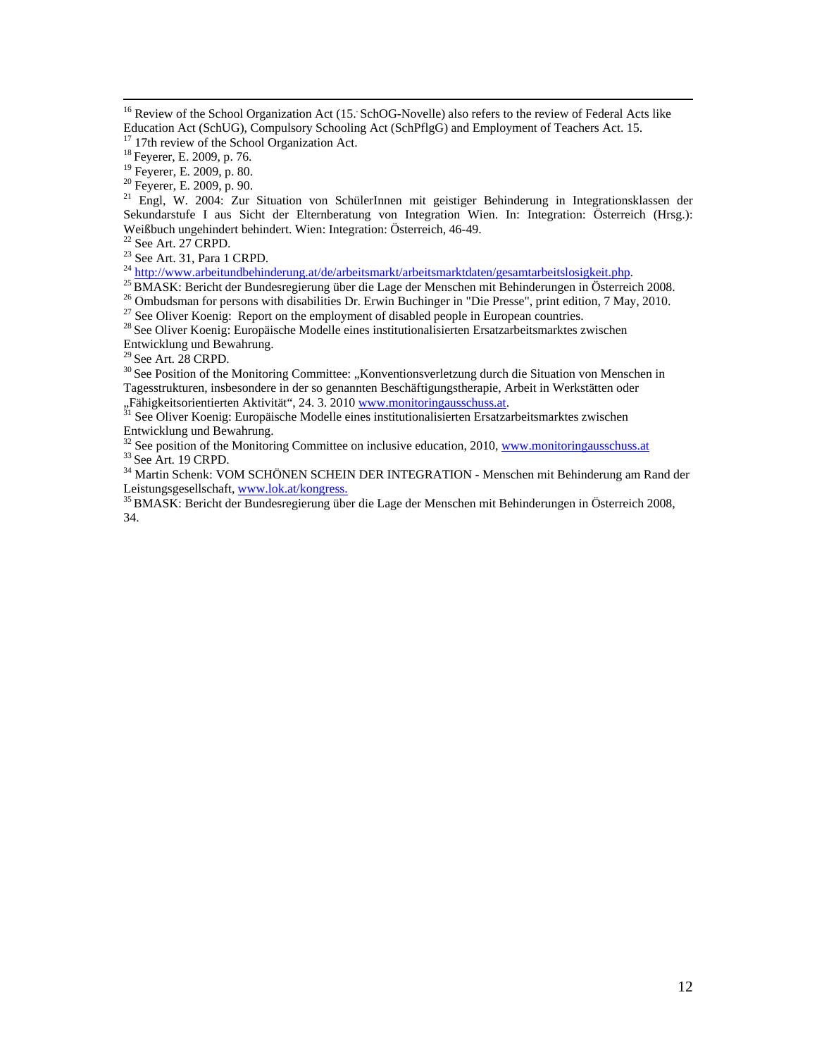[16] Review of the School Organization Act (15. SchOG-Novelle) also refers to the review of Federal Acts like Education Act (SchUG), Compulsory Schooling Act (SchPflgG) and Employment of Teachers Act. 15.

[17] 17th review of the School Organization Act.

[18] Feyerer, E. 2009, p. 76.

[19] Feyerer, E. 2009, p. 80.

[20] Feyerer, E. 2009, p. 90.

[21] Engl, W. 2004: Zur Situation von SchülerInnen mit geistiger Behinderung in Integrationsklassen der Sekundarstufe I aus Sicht der Elternberatung von Integration Wien. In: Integration: Österreich (Hrsg.): Weißbuch ungehindert behindert. Wien: Integration: Österreich, 46-49.

[22] See Art. 27 CRPD.

[23] See Art. 31, Para 1 CRPD.

[24] http://www.arbeitundbehinderung.at/de/arbeitsmarkt/arbeitsmarktdaten/gesamtarbeitslosigkeit.php.

[25] BMASK: Bericht der Bundesregierung über die Lage der Menschen mit Behinderungen in Österreich 2008.

[26] Ombudsman for persons with disabilities Dr. Erwin Buchinger in "Die Presse", print edition, 7 May, 2010.

[27] See Oliver Koenig: Report on the employment of disabled people in European countries.

[28] See Oliver Koenig: Europäische Modelle eines institutionalisierten Ersatzarbeitsmarktes zwischen Entwicklung und Bewahrung.

[29] See Art. 28 CRPD.

[30] See Position of the Monitoring Committee: „Konventionsverletzung durch die Situation von Menschen in Tagesstrukturen, insbesondere in der so genannten Beschäftigungstherapie, Arbeit in Werkstätten oder „Fähigkeitsorientierten Aktivität", 24. 3. 2010 www.monitoringausschuss.at.

[31] See Oliver Koenig: Europäische Modelle eines institutionalisierten Ersatzarbeitsmarktes zwischen Entwicklung und Bewahrung.

[32] See position of the Monitoring Committee on inclusive education, 2010, www.monitoringausschuss.at

[33] See Art. 19 CRPD.

[34] Martin Schenk: VOM SCHÖNEN SCHEIN DER INTEGRATION - Menschen mit Behinderung am Rand der Leistungsgesellschaft, www.lok.at/kongress.

[35] BMASK: Bericht der Bundesregierung über die Lage der Menschen mit Behinderungen in Österreich 2008, 34.